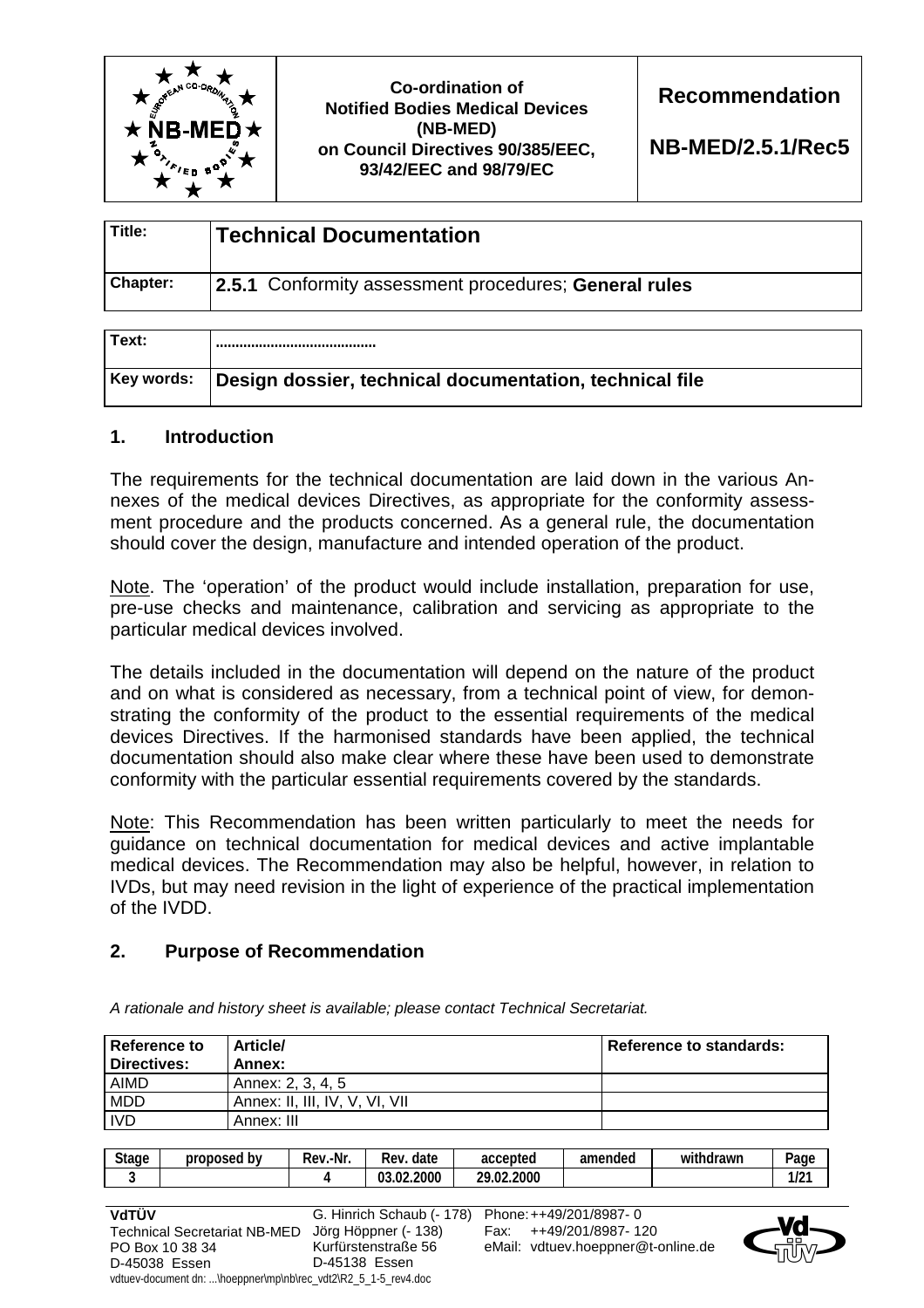| | Co-ordination of Notified Bodies Medical Devices (NB-MED) on Council Directives 90/385/EEC, 93/42/EEC and 98/79/EC | Recommendation NB-MED/2.5.1/Rec5 |
|---|---|---|

| Title: | **Technical Documentation** |
|---|---|
| Chapter: | **2.5.1** Conformity assessment procedures; **General rules** |

| Text: | ........................................ |
|---|---|
| Key words: | **Design dossier, technical documentation, technical file** |

## 1. Introduction

The requirements for the technical documentation are laid down in the various Annexes of the medical devices Directives, as appropriate for the conformity assessment procedure and the products concerned. As a general rule, the documentation should cover the design, manufacture and intended operation of the product.

Note. The 'operation' of the product would include installation, preparation for use, pre-use checks and maintenance, calibration and servicing as appropriate to the particular medical devices involved.

The details included in the documentation will depend on the nature of the product and on what is considered as necessary, from a technical point of view, for demonstrating the conformity of the product to the essential requirements of the medical devices Directives. If the harmonised standards have been applied, the technical documentation should also make clear where these have been used to demonstrate conformity with the particular essential requirements covered by the standards.

Note: This Recommendation has been written particularly to meet the needs for guidance on technical documentation for medical devices and active implantable medical devices. The Recommendation may also be helpful, however, in relation to IVDs, but may need revision in the light of experience of the practical implementation of the IVDD.

## 2. Purpose of Recommendation

*A rationale and history sheet is available; please contact Technical Secretariat.*

| Reference to Directives: | Article/ Annex: | Reference to standards: |
|---|---|---|
| AIMD | Annex: 2, 3, 4, 5 | |
| MDD | Annex: II, III, IV, V, VI, VII | |
| IVD | Annex: III | |

| Stage | proposed by | Rev.-Nr. | Rev. date | accepted | amended | withdrawn | Page |
|---|---|---|---|---|---|---|---|
| 3 | | 4 | 03.02.2000 | 29.02.2000 | | | 1/21 |

**VdTÜV**
Technical Secretariat NB-MED
PO Box 10 38 34
D-45038 Essen

G. Hinrich Schaub (- 178)
Jörg Höppner (- 138)
Kurfürstenstraße 56
D-45138 Essen

Phone: ++49/201/8987- 0
Fax: ++49/201/8987- 120
eMail: vdtuev.hoeppner@t-online.de

vdtuev-document dn: ...\hoeppner\mp\nb\rec_vdt2\R2_5_1-5_rev4.doc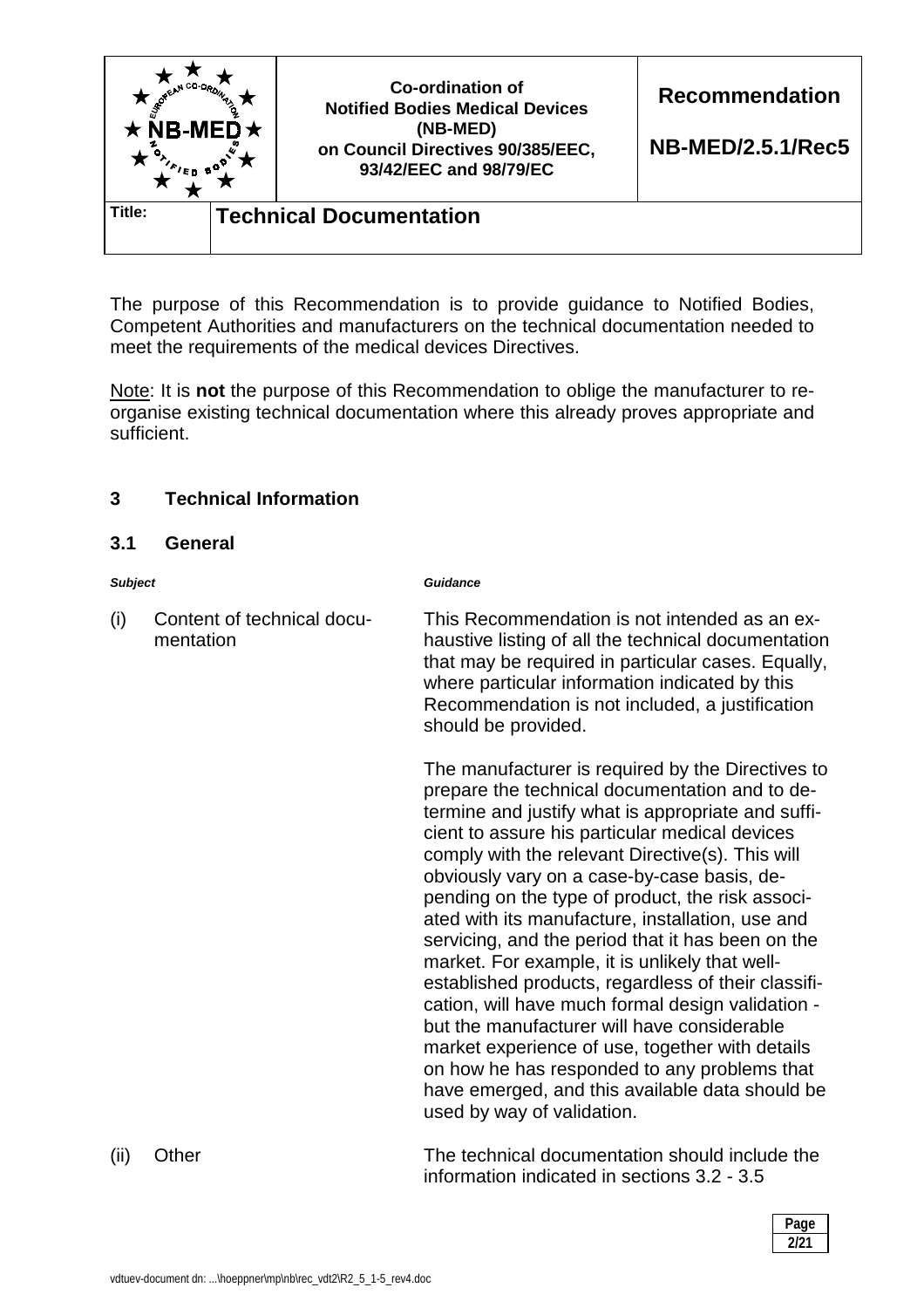| | Co-ordination of Notified Bodies Medical Devices (NB-MED) on Council Directives 90/385/EEC, 93/42/EEC and 98/79/EC | Recommendation NB-MED/2.5.1/Rec5 |
|---|---|---|
| **Title:** | **Technical Documentation** | |

The purpose of this Recommendation is to provide guidance to Notified Bodies, Competent Authorities and manufacturers on the technical documentation needed to meet the requirements of the medical devices Directives.

Note: It is **not** the purpose of this Recommendation to oblige the manufacturer to re-organise existing technical documentation where this already proves appropriate and sufficient.

## 3 Technical Information

### 3.1 General

| *Subject* | *Guidance* |
|---|---|
| (i) Content of technical documentation | This Recommendation is not intended as an exhaustive listing of all the technical documentation that may be required in particular cases. Equally, where particular information indicated by this Recommendation is not included, a justification should be provided.<br><br>The manufacturer is required by the Directives to prepare the technical documentation and to determine and justify what is appropriate and sufficient to assure his particular medical devices comply with the relevant Directive(s). This will obviously vary on a case-by-case basis, depending on the type of product, the risk associated with its manufacture, installation, use and servicing, and the period that it has been on the market. For example, it is unlikely that well-established products, regardless of their classification, will have much formal design validation - but the manufacturer will have considerable market experience of use, together with details on how he has responded to any problems that have emerged, and this available data should be used by way of validation. |
| (ii) Other | The technical documentation should include the information indicated in sections 3.2 - 3.5 |

vdtuev-document dn: ...\hoeppner\mp\nb\rec_vdt2\R2_5_1-5_rev4.doc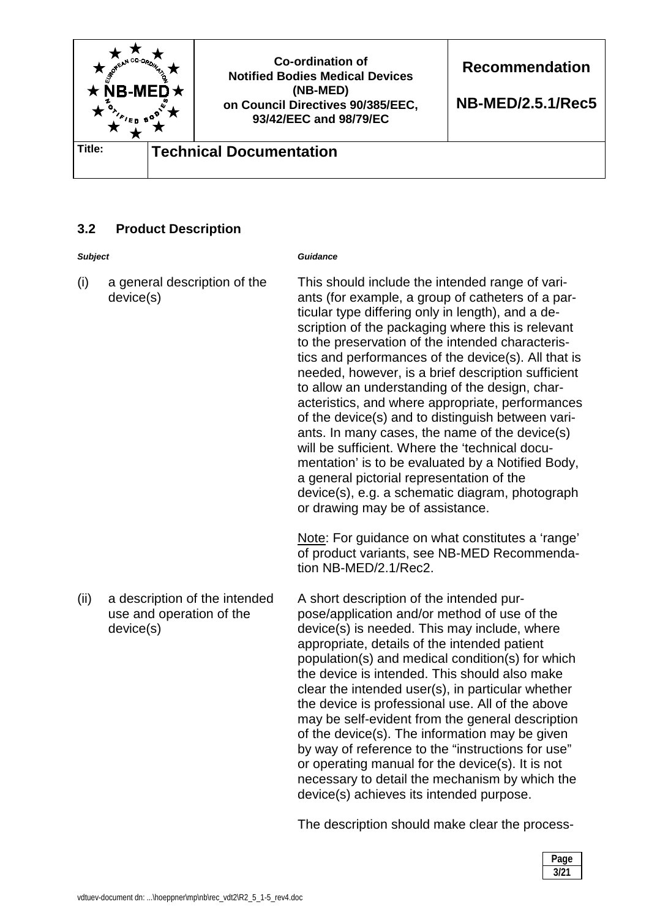### 3.2 Product Description

| *Subject* | *Guidance* |
|---|---|
| (i) a general description of the device(s) | This should include the intended range of variants (for example, a group of catheters of a particular type differing only in length), and a description of the packaging where this is relevant to the preservation of the intended characteristics and performances of the device(s). All that is needed, however, is a brief description sufficient to allow an understanding of the design, characteristics, and where appropriate, performances of the device(s) and to distinguish between variants. In many cases, the name of the device(s) will be sufficient. Where the 'technical documentation' is to be evaluated by a Notified Body, a general pictorial representation of the device(s), e.g. a schematic diagram, photograph or drawing may be of assistance.<br><br>Note: For guidance on what constitutes a 'range' of product variants, see NB-MED Recommendation NB-MED/2.1/Rec2. |
| (ii) a description of the intended use and operation of the device(s) | A short description of the intended purpose/application and/or method of use of the device(s) is needed. This may include, where appropriate, details of the intended patient population(s) and medical condition(s) for which the device is intended. This should also make clear the intended user(s), in particular whether the device is professional use. All of the above may be self-evident from the general description of the device(s). The information may be given by way of reference to the "instructions for use" or operating manual for the device(s). It is not necessary to detail the mechanism by which the device(s) achieves its intended purpose.<br><br>The description should make clear the process- |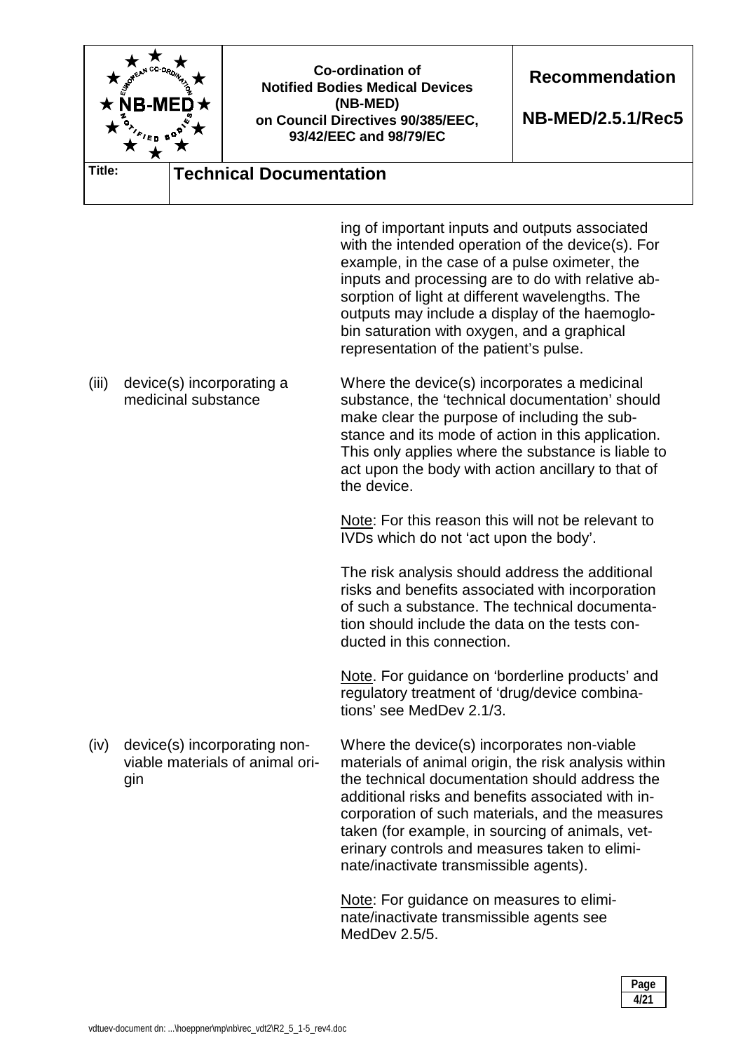ing of important inputs and outputs associated with the intended operation of the device(s). For example, in the case of a pulse oximeter, the inputs and processing are to do with relative absorption of light at different wavelengths. The outputs may include a display of the haemoglobin saturation with oxygen, and a graphical representation of the patient's pulse.

(iii) device(s) incorporating a medicinal substance

Where the device(s) incorporates a medicinal substance, the 'technical documentation' should make clear the purpose of including the substance and its mode of action in this application. This only applies where the substance is liable to act upon the body with action ancillary to that of the device.

Note: For this reason this will not be relevant to IVDs which do not 'act upon the body'.

The risk analysis should address the additional risks and benefits associated with incorporation of such a substance. The technical documentation should include the data on the tests conducted in this connection.

Note. For guidance on 'borderline products' and regulatory treatment of 'drug/device combinations' see MedDev 2.1/3.

(iv) device(s) incorporating non-viable materials of animal origin

Where the device(s) incorporates non-viable materials of animal origin, the risk analysis within the technical documentation should address the additional risks and benefits associated with incorporation of such materials, and the measures taken (for example, in sourcing of animals, veterinary controls and measures taken to eliminate/inactivate transmissible agents).

Note: For guidance on measures to eliminate/inactivate transmissible agents see MedDev 2.5/5.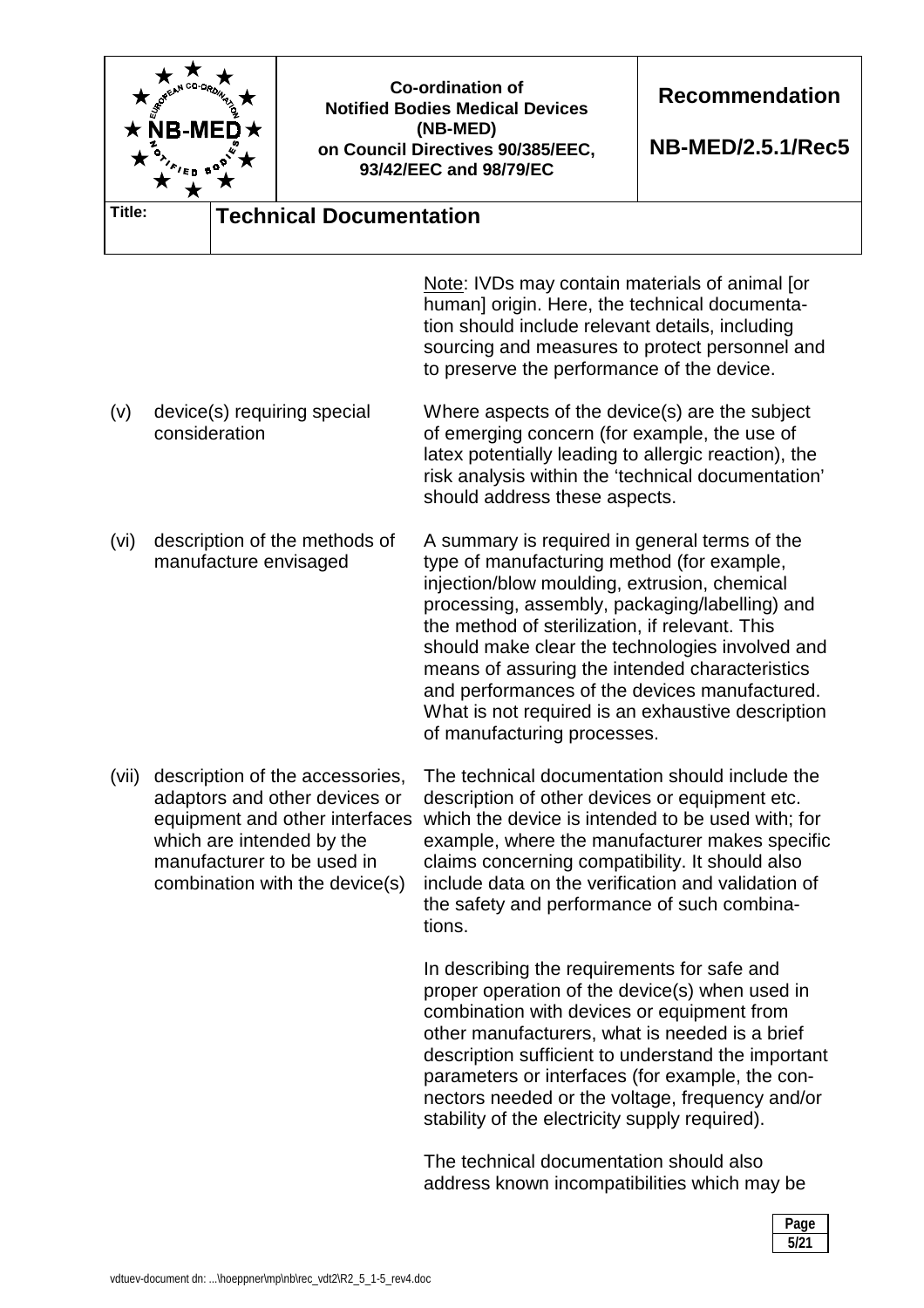Note: IVDs may contain materials of animal [or human] origin. Here, the technical documentation should include relevant details, including sourcing and measures to protect personnel and to preserve the performance of the device.

| | | |
|---|---|---|
| (v) | device(s) requiring special consideration | Where aspects of the device(s) are the subject of emerging concern (for example, the use of latex potentially leading to allergic reaction), the risk analysis within the 'technical documentation' should address these aspects. |
| (vi) | description of the methods of manufacture envisaged | A summary is required in general terms of the type of manufacturing method (for example, injection/blow moulding, extrusion, chemical processing, assembly, packaging/labelling) and the method of sterilization, if relevant. This should make clear the technologies involved and means of assuring the intended characteristics and performances of the devices manufactured. What is not required is an exhaustive description of manufacturing processes. |
| (vii) | description of the accessories, adaptors and other devices or equipment and other interfaces which are intended by the manufacturer to be used in combination with the device(s) | The technical documentation should include the description of other devices or equipment etc. which the device is intended to be used with; for example, where the manufacturer makes specific claims concerning compatibility. It should also include data on the verification and validation of the safety and performance of such combinations.<br><br>In describing the requirements for safe and proper operation of the device(s) when used in combination with devices or equipment from other manufacturers, what is needed is a brief description sufficient to understand the important parameters or interfaces (for example, the connectors needed or the voltage, frequency and/or stability of the electricity supply required).<br><br>The technical documentation should also address known incompatibilities which may be |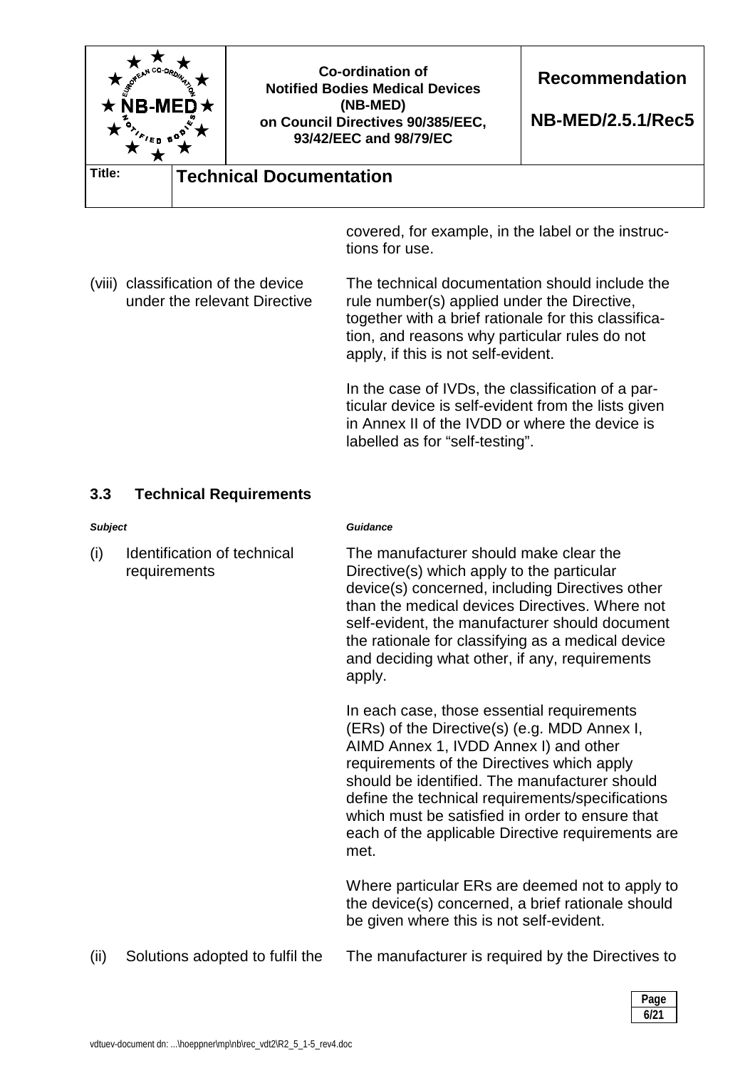| | |
|---|---|
| | covered, for example, in the label or the instructions for use. |
| (viii) classification of the device under the relevant Directive | The technical documentation should include the rule number(s) applied under the Directive, together with a brief rationale for this classification, and reasons why particular rules do not apply, if this is not self-evident.<br><br>In the case of IVDs, the classification of a particular device is self-evident from the lists given in Annex II of the IVDD or where the device is labelled as for "self-testing". |

### 3.3 Technical Requirements

| ***Subject*** | ***Guidance*** |
|---|---|
| (i) Identification of technical requirements | The manufacturer should make clear the Directive(s) which apply to the particular device(s) concerned, including Directives other than the medical devices Directives. Where not self-evident, the manufacturer should document the rationale for classifying as a medical device and deciding what other, if any, requirements apply.<br><br>In each case, those essential requirements (ERs) of the Directive(s) (e.g. MDD Annex I, AIMD Annex 1, IVDD Annex I) and other requirements of the Directives which apply should be identified. The manufacturer should define the technical requirements/specifications which must be satisfied in order to ensure that each of the applicable Directive requirements are met.<br><br>Where particular ERs are deemed not to apply to the device(s) concerned, a brief rationale should be given where this is not self-evident. |
| (ii) Solutions adopted to fulfil the | The manufacturer is required by the Directives to |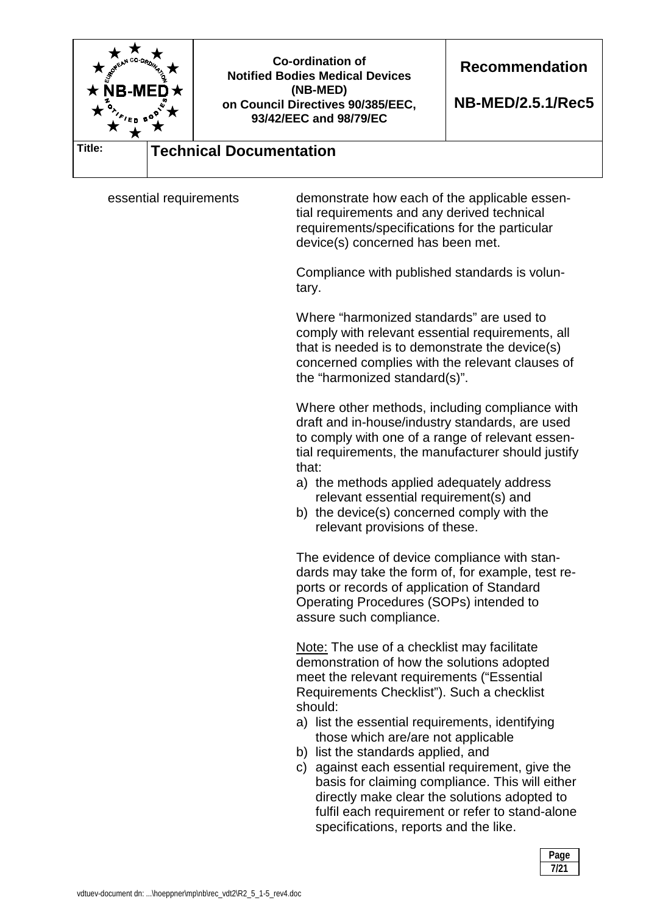| | |
|---|---|
| essential requirements | demonstrate how each of the applicable essential requirements and any derived technical requirements/specifications for the particular device(s) concerned has been met.<br><br>Compliance with published standards is voluntary.<br><br>Where "harmonized standards" are used to comply with relevant essential requirements, all that is needed is to demonstrate the device(s) concerned complies with the relevant clauses of the "harmonized standard(s)".<br><br>Where other methods, including compliance with draft and in-house/industry standards, are used to comply with one of a range of relevant essential requirements, the manufacturer should justify that:<br>a) the methods applied adequately address relevant essential requirement(s) and<br>b) the device(s) concerned comply with the relevant provisions of these.<br><br>The evidence of device compliance with standards may take the form of, for example, test reports or records of application of Standard Operating Procedures (SOPs) intended to assure such compliance.<br><br>Note: The use of a checklist may facilitate demonstration of how the solutions adopted meet the relevant requirements ("Essential Requirements Checklist"). Such a checklist should:<br>a) list the essential requirements, identifying those which are/are not applicable<br>b) list the standards applied, and<br>c) against each essential requirement, give the basis for claiming compliance. This will either directly make clear the solutions adopted to fulfil each requirement or refer to stand-alone specifications, reports and the like. |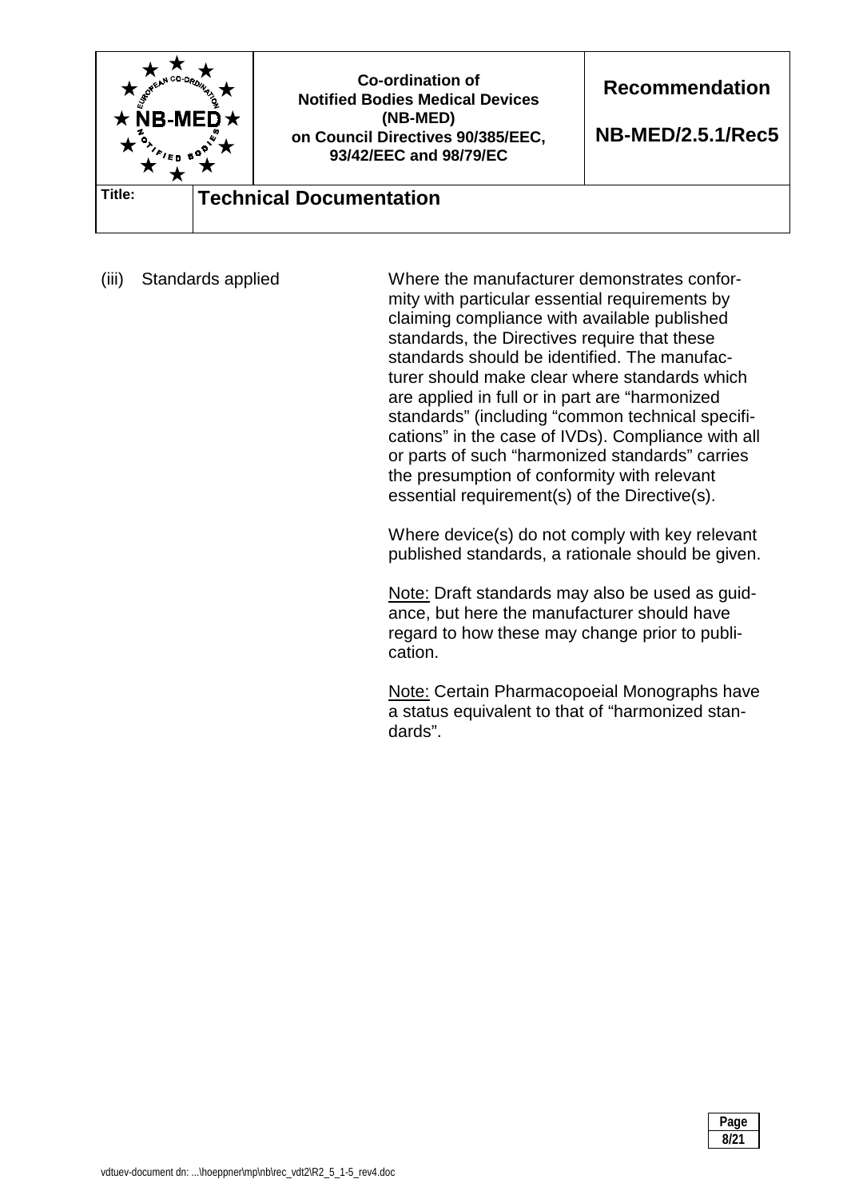(iii) Standards applied

Where the manufacturer demonstrates conformity with particular essential requirements by claiming compliance with available published standards, the Directives require that these standards should be identified. The manufacturer should make clear where standards which are applied in full or in part are "harmonized standards" (including "common technical specifications" in the case of IVDs). Compliance with all or parts of such "harmonized standards" carries the presumption of conformity with relevant essential requirement(s) of the Directive(s).

Where device(s) do not comply with key relevant published standards, a rationale should be given.

Note: Draft standards may also be used as guidance, but here the manufacturer should have regard to how these may change prior to publication.

Note: Certain Pharmacopoeial Monographs have a status equivalent to that of "harmonized standards".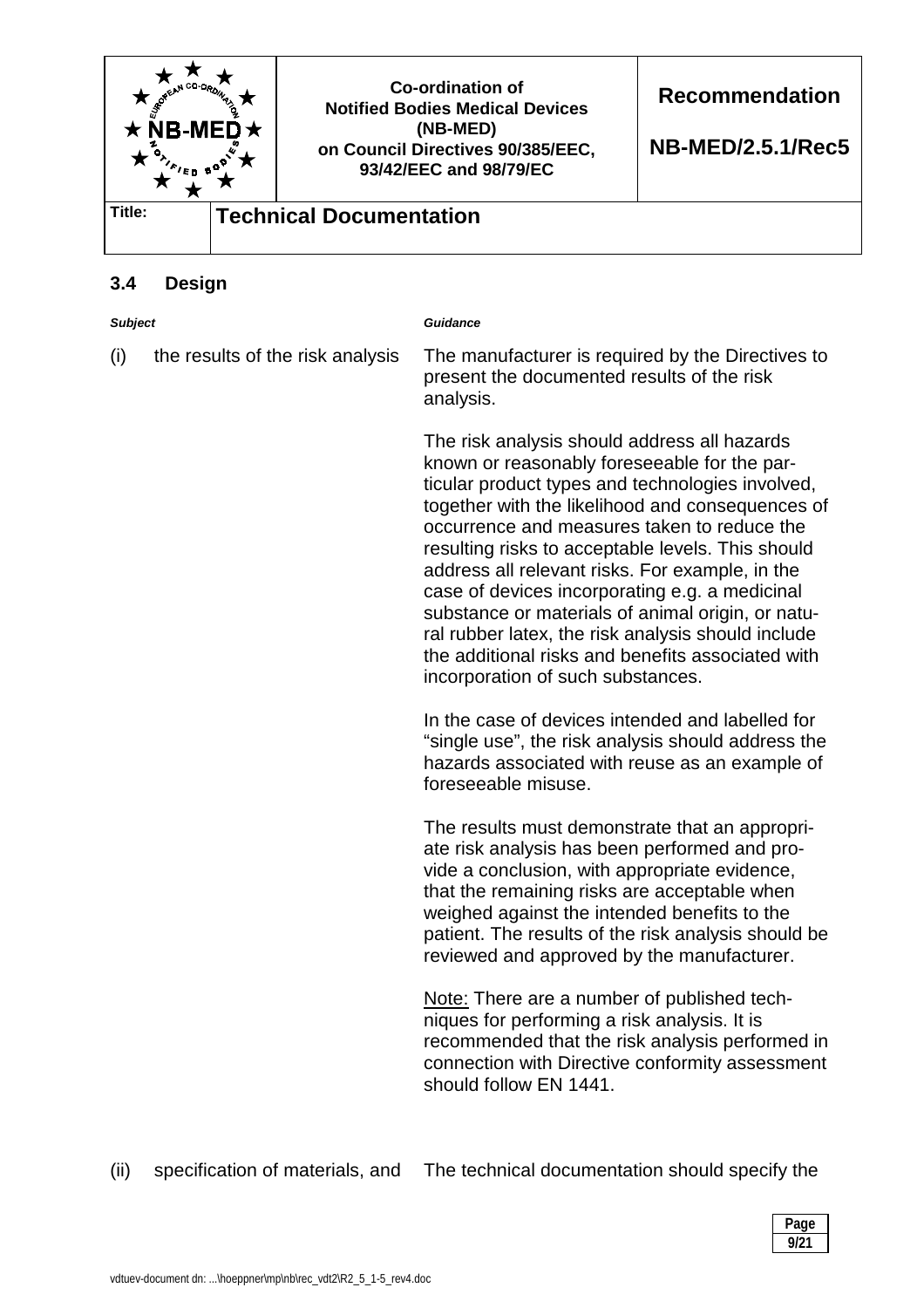### 3.4 Design

| *Subject* | *Guidance* |
|---|---|
| (i) the results of the risk analysis | The manufacturer is required by the Directives to present the documented results of the risk analysis.<br><br>The risk analysis should address all hazards known or reasonably foreseeable for the particular product types and technologies involved, together with the likelihood and consequences of occurrence and measures taken to reduce the resulting risks to acceptable levels. This should address all relevant risks. For example, in the case of devices incorporating e.g. a medicinal substance or materials of animal origin, or natural rubber latex, the risk analysis should include the additional risks and benefits associated with incorporation of such substances.<br><br>In the case of devices intended and labelled for "single use", the risk analysis should address the hazards associated with reuse as an example of foreseeable misuse.<br><br>The results must demonstrate that an appropriate risk analysis has been performed and provide a conclusion, with appropriate evidence, that the remaining risks are acceptable when weighed against the intended benefits to the patient. The results of the risk analysis should be reviewed and approved by the manufacturer.<br><br>Note: There are a number of published techniques for performing a risk analysis. It is recommended that the risk analysis performed in connection with Directive conformity assessment should follow EN 1441. |
| (ii) specification of materials, and | The technical documentation should specify the |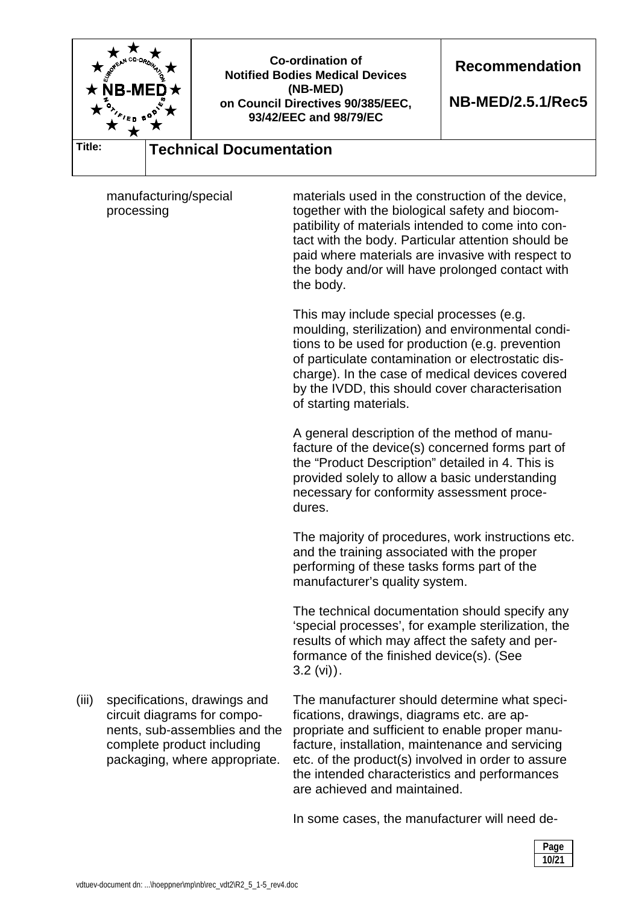| | |
|---|---|
| manufacturing/special processing | materials used in the construction of the device, together with the biological safety and biocompatibility of materials intended to come into contact with the body. Particular attention should be paid where materials are invasive with respect to the body and/or will have prolonged contact with the body.<br><br>This may include special processes (e.g. moulding, sterilization) and environmental conditions to be used for production (e.g. prevention of particulate contamination or electrostatic discharge). In the case of medical devices covered by the IVDD, this should cover characterisation of starting materials.<br><br>A general description of the method of manufacture of the device(s) concerned forms part of the "Product Description" detailed in 4. This is provided solely to allow a basic understanding necessary for conformity assessment procedures.<br><br>The majority of procedures, work instructions etc. and the training associated with the proper performing of these tasks forms part of the manufacturer's quality system.<br><br>The technical documentation should specify any 'special processes', for example sterilization, the results of which may affect the safety and performance of the finished device(s). (See 3.2 (vi)). |
| (iii) specifications, drawings and circuit diagrams for components, sub-assemblies and the complete product including packaging, where appropriate. | The manufacturer should determine what specifications, drawings, diagrams etc. are appropriate and sufficient to enable proper manufacture, installation, maintenance and servicing etc. of the product(s) involved in order to assure the intended characteristics and performances are achieved and maintained.<br><br>In some cases, the manufacturer will need de- |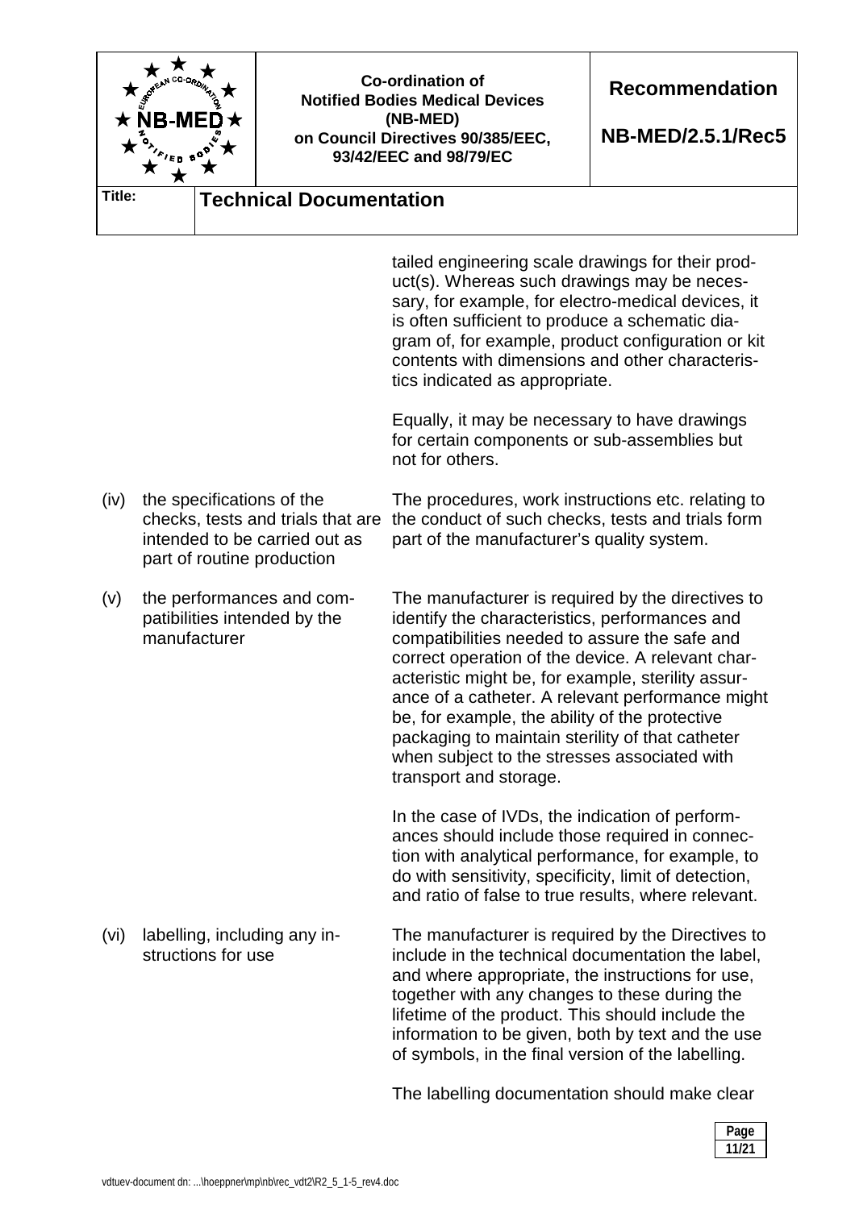tailed engineering scale drawings for their product(s). Whereas such drawings may be necessary, for example, for electro-medical devices, it is often sufficient to produce a schematic diagram of, for example, product configuration or kit contents with dimensions and other characteristics indicated as appropriate.

Equally, it may be necessary to have drawings for certain components or sub-assemblies but not for others.

| | | |
|---|---|---|
| (iv) | the specifications of the checks, tests and trials that are intended to be carried out as part of routine production | The procedures, work instructions etc. relating to the conduct of such checks, tests and trials form part of the manufacturer's quality system. |
| (v) | the performances and compatibilities intended by the manufacturer | The manufacturer is required by the directives to identify the characteristics, performances and compatibilities needed to assure the safe and correct operation of the device. A relevant characteristic might be, for example, sterility assurance of a catheter. A relevant performance might be, for example, the ability of the protective packaging to maintain sterility of that catheter when subject to the stresses associated with transport and storage.<br><br>In the case of IVDs, the indication of performances should include those required in connection with analytical performance, for example, to do with sensitivity, specificity, limit of detection, and ratio of false to true results, where relevant. |
| (vi) | labelling, including any instructions for use | The manufacturer is required by the Directives to include in the technical documentation the label, and where appropriate, the instructions for use, together with any changes to these during the lifetime of the product. This should include the information to be given, both by text and the use of symbols, in the final version of the labelling.<br><br>The labelling documentation should make clear |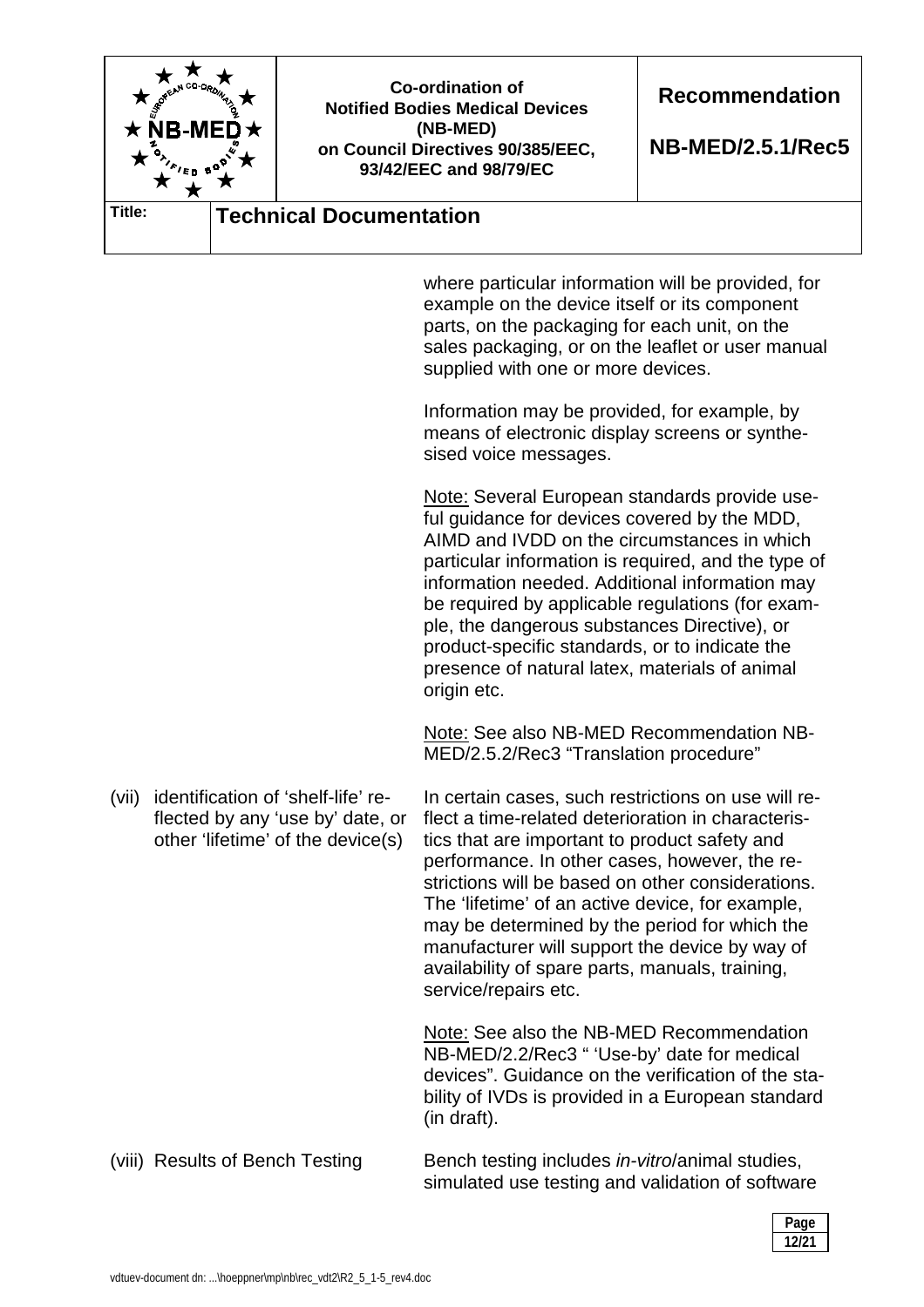where particular information will be provided, for example on the device itself or its component parts, on the packaging for each unit, on the sales packaging, or on the leaflet or user manual supplied with one or more devices.

Information may be provided, for example, by means of electronic display screens or synthesised voice messages.

Note: Several European standards provide useful guidance for devices covered by the MDD, AIMD and IVDD on the circumstances in which particular information is required, and the type of information needed. Additional information may be required by applicable regulations (for example, the dangerous substances Directive), or product-specific standards, or to indicate the presence of natural latex, materials of animal origin etc.

Note: See also NB-MED Recommendation NB-MED/2.5.2/Rec3 "Translation procedure"

| | |
|---|---|
| (vii) identification of 'shelf-life' reflected by any 'use by' date, or other 'lifetime' of the device(s) | In certain cases, such restrictions on use will reflect a time-related deterioration in characteristics that are important to product safety and performance. In other cases, however, the restrictions will be based on other considerations. The 'lifetime' of an active device, for example, may be determined by the period for which the manufacturer will support the device by way of availability of spare parts, manuals, training, service/repairs etc.<br><br>Note: See also the NB-MED Recommendation NB-MED/2.2/Rec3 " 'Use-by' date for medical devices". Guidance on the verification of the stability of IVDs is provided in a European standard (in draft). |
| (viii) Results of Bench Testing | Bench testing includes *in-vitro*/animal studies, simulated use testing and validation of software |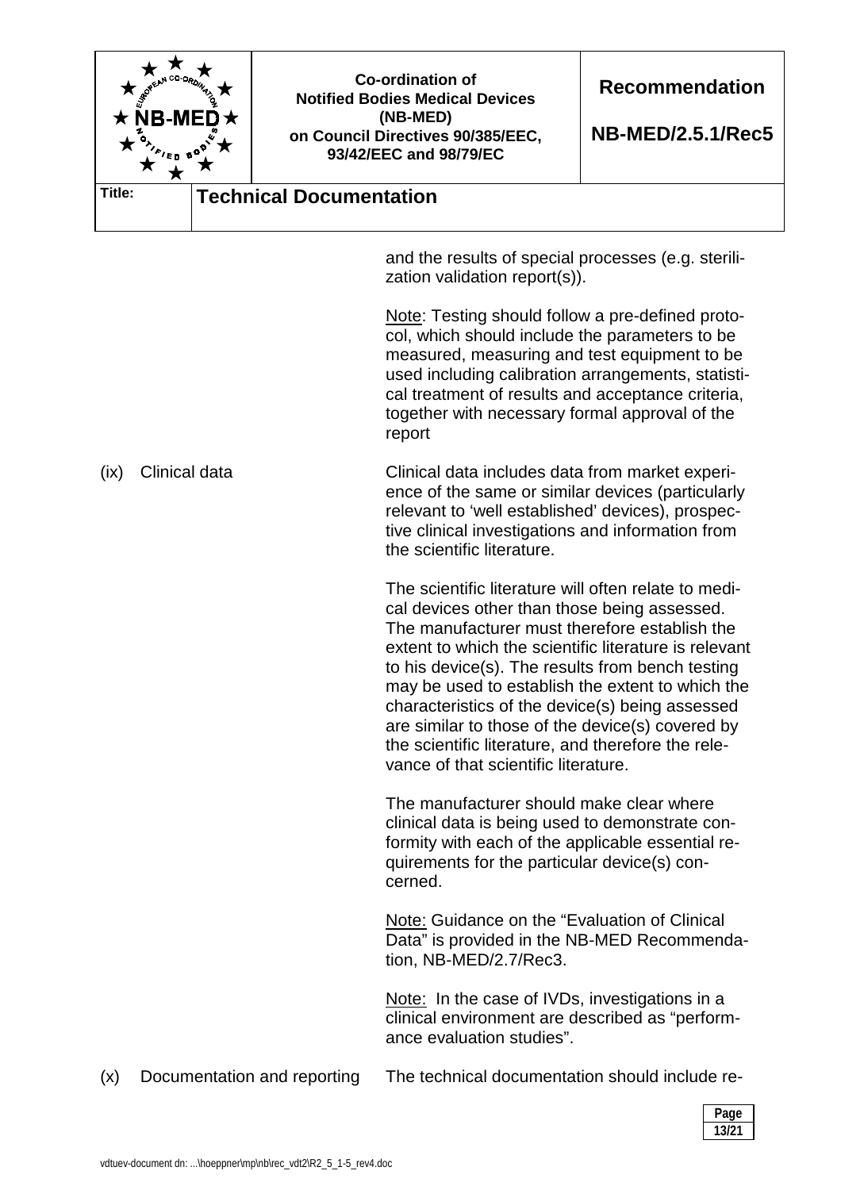and the results of special processes (e.g. sterilization validation report(s)).

Note: Testing should follow a pre-defined protocol, which should include the parameters to be measured, measuring and test equipment to be used including calibration arrangements, statistical treatment of results and acceptance criteria, together with necessary formal approval of the report

(ix) Clinical data

Clinical data includes data from market experience of the same or similar devices (particularly relevant to 'well established' devices), prospective clinical investigations and information from the scientific literature.

The scientific literature will often relate to medical devices other than those being assessed. The manufacturer must therefore establish the extent to which the scientific literature is relevant to his device(s). The results from bench testing may be used to establish the extent to which the characteristics of the device(s) being assessed are similar to those of the device(s) covered by the scientific literature, and therefore the relevance of that scientific literature.

The manufacturer should make clear where clinical data is being used to demonstrate conformity with each of the applicable essential requirements for the particular device(s) concerned.

Note: Guidance on the "Evaluation of Clinical Data" is provided in the NB-MED Recommendation, NB-MED/2.7/Rec3.

Note: In the case of IVDs, investigations in a clinical environment are described as "performance evaluation studies".

(x) Documentation and reporting

The technical documentation should include re-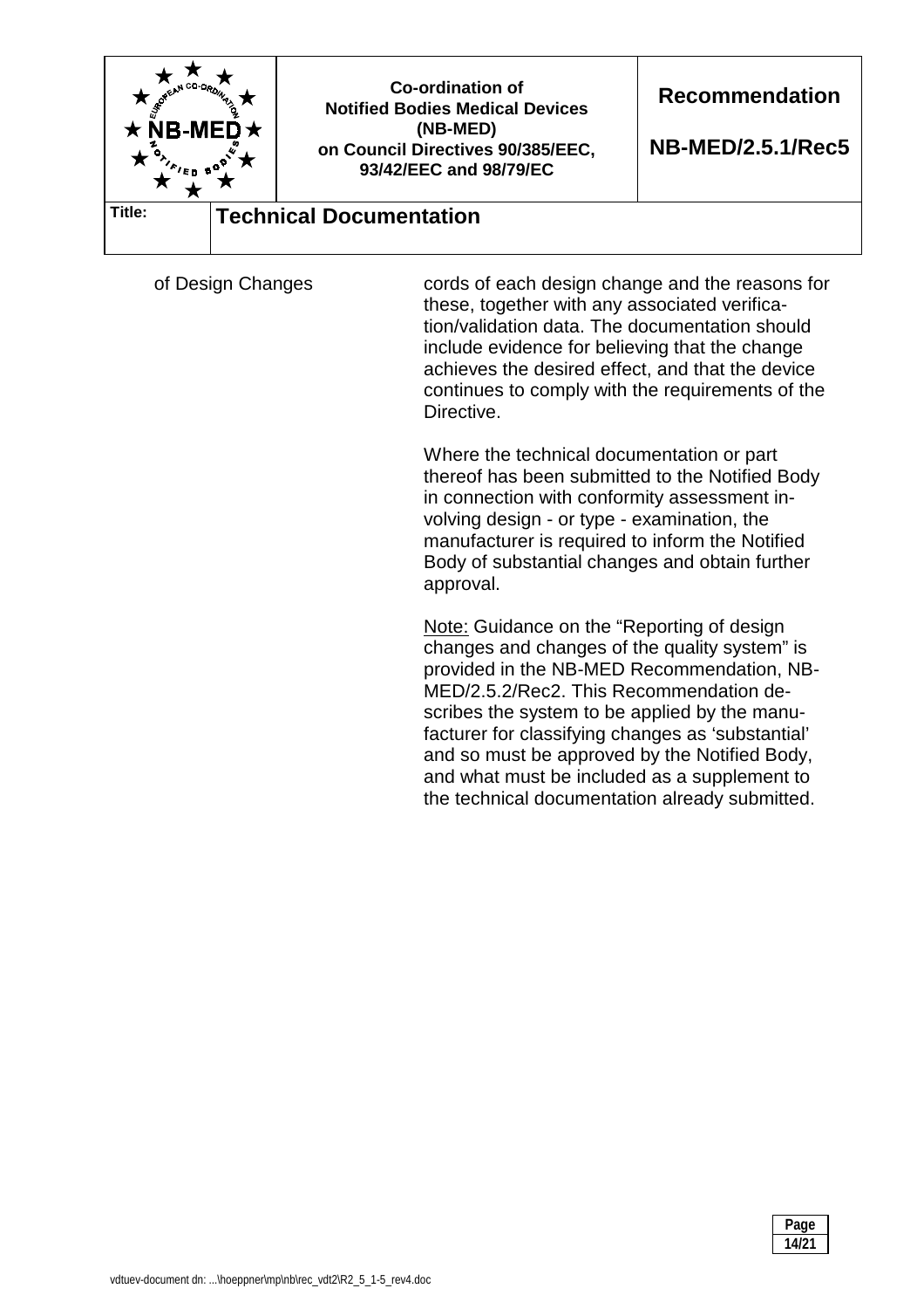| | |
|---|---|
| of Design Changes | cords of each design change and the reasons for these, together with any associated verification/validation data. The documentation should include evidence for believing that the change achieves the desired effect, and that the device continues to comply with the requirements of the Directive.<br><br>Where the technical documentation or part thereof has been submitted to the Notified Body in connection with conformity assessment involving design - or type - examination, the manufacturer is required to inform the Notified Body of substantial changes and obtain further approval.<br><br><u>Note:</u> Guidance on the "Reporting of design changes and changes of the quality system" is provided in the NB-MED Recommendation, NB-MED/2.5.2/Rec2. This Recommendation describes the system to be applied by the manufacturer for classifying changes as 'substantial' and so must be approved by the Notified Body, and what must be included as a supplement to the technical documentation already submitted. |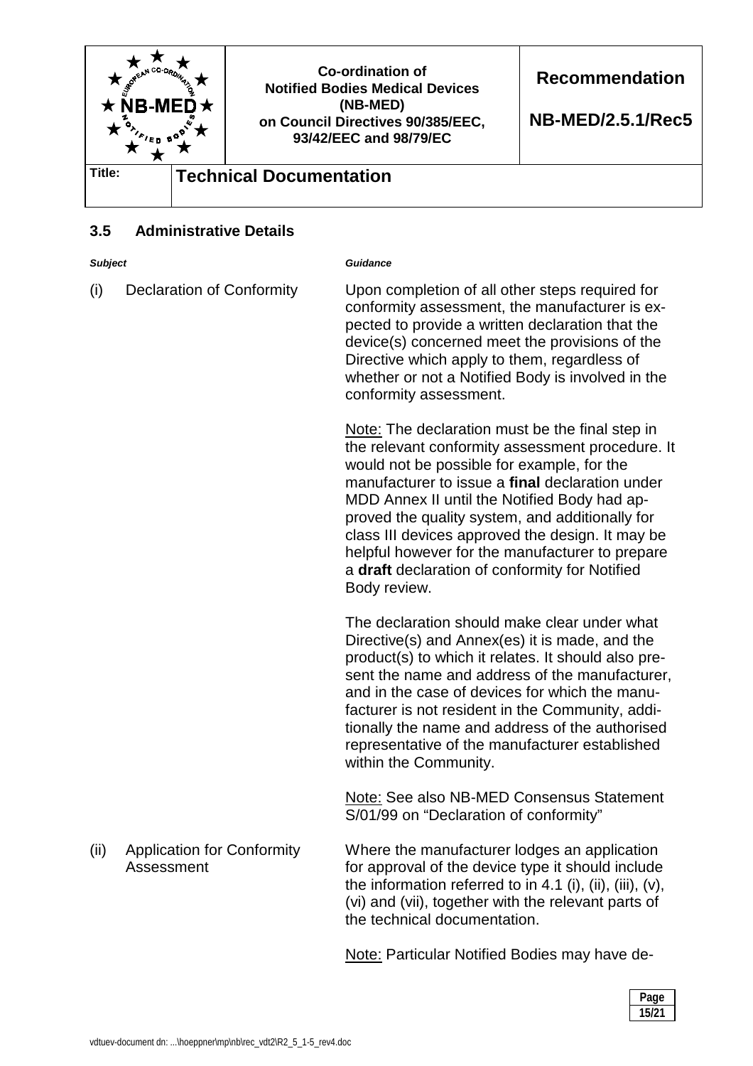## 3.5 Administrative Details

| *Subject* | *Guidance* |
|---|---|
| (i) Declaration of Conformity | Upon completion of all other steps required for conformity assessment, the manufacturer is expected to provide a written declaration that the device(s) concerned meet the provisions of the Directive which apply to them, regardless of whether or not a Notified Body is involved in the conformity assessment. |
| | Note: The declaration must be the final step in the relevant conformity assessment procedure. It would not be possible for example, for the manufacturer to issue a **final** declaration under MDD Annex II until the Notified Body had approved the quality system, and additionally for class III devices approved the design. It may be helpful however for the manufacturer to prepare a **draft** declaration of conformity for Notified Body review. |
| | The declaration should make clear under what Directive(s) and Annex(es) it is made, and the product(s) to which it relates. It should also present the name and address of the manufacturer, and in the case of devices for which the manufacturer is not resident in the Community, additionally the name and address of the authorised representative of the manufacturer established within the Community. |
| | Note: See also NB-MED Consensus Statement S/01/99 on "Declaration of conformity" |
| (ii) Application for Conformity Assessment | Where the manufacturer lodges an application for approval of the device type it should include the information referred to in 4.1 (i), (ii), (iii), (v), (vi) and (vii), together with the relevant parts of the technical documentation. |
| | Note: Particular Notified Bodies may have de- |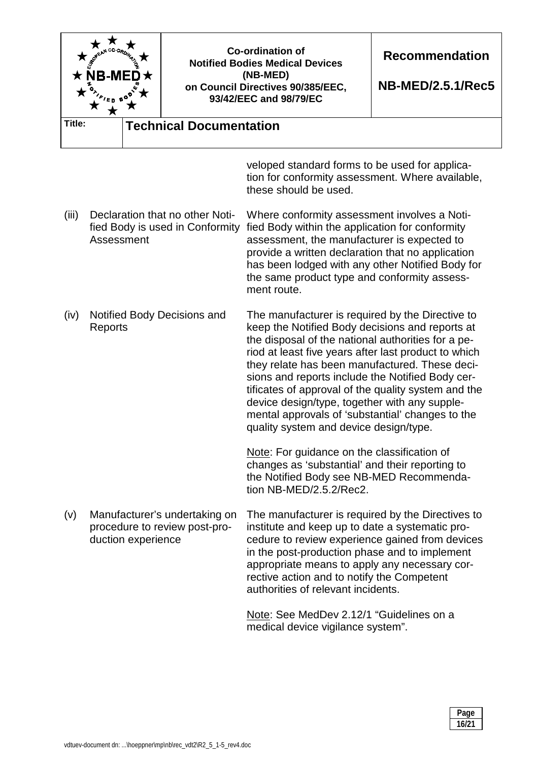| | | |
|---|---|---|
| | | veloped standard forms to be used for application for conformity assessment. Where available, these should be used. |
| (iii) | Declaration that no other Notified Body is used in Conformity Assessment | Where conformity assessment involves a Notified Body within the application for conformity assessment, the manufacturer is expected to provide a written declaration that no application has been lodged with any other Notified Body for the same product type and conformity assessment route. |
| (iv) | Notified Body Decisions and Reports | The manufacturer is required by the Directive to keep the Notified Body decisions and reports at the disposal of the national authorities for a period at least five years after last product to which they relate has been manufactured. These decisions and reports include the Notified Body certificates of approval of the quality system and the device design/type, together with any supplemental approvals of 'substantial' changes to the quality system and device design/type.<br><br>Note: For guidance on the classification of changes as 'substantial' and their reporting to the Notified Body see NB-MED Recommendation NB-MED/2.5.2/Rec2. |
| (v) | Manufacturer's undertaking on procedure to review post-production experience | The manufacturer is required by the Directives to institute and keep up to date a systematic procedure to review experience gained from devices in the post-production phase and to implement appropriate means to apply any necessary corrective action and to notify the Competent authorities of relevant incidents.<br><br>Note: See MedDev 2.12/1 "Guidelines on a medical device vigilance system". |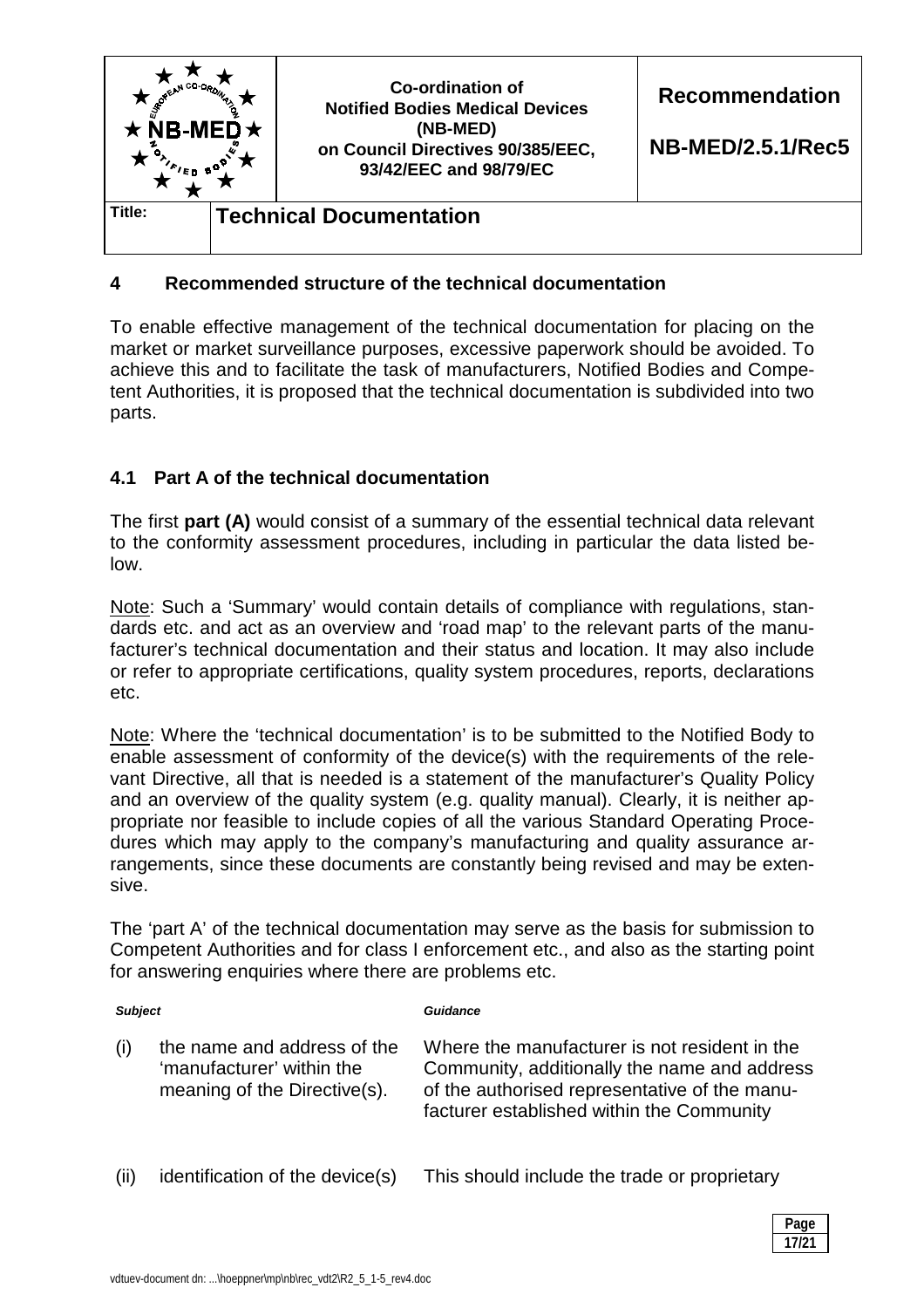## 4 Recommended structure of the technical documentation

To enable effective management of the technical documentation for placing on the market or market surveillance purposes, excessive paperwork should be avoided. To achieve this and to facilitate the task of manufacturers, Notified Bodies and Competent Authorities, it is proposed that the technical documentation is subdivided into two parts.

### 4.1 Part A of the technical documentation

The first **part (A)** would consist of a summary of the essential technical data relevant to the conformity assessment procedures, including in particular the data listed below.

Note: Such a 'Summary' would contain details of compliance with regulations, standards etc. and act as an overview and 'road map' to the relevant parts of the manufacturer's technical documentation and their status and location. It may also include or refer to appropriate certifications, quality system procedures, reports, declarations etc.

Note: Where the 'technical documentation' is to be submitted to the Notified Body to enable assessment of conformity of the device(s) with the requirements of the relevant Directive, all that is needed is a statement of the manufacturer's Quality Policy and an overview of the quality system (e.g. quality manual). Clearly, it is neither appropriate nor feasible to include copies of all the various Standard Operating Procedures which may apply to the company's manufacturing and quality assurance arrangements, since these documents are constantly being revised and may be extensive.

The 'part A' of the technical documentation may serve as the basis for submission to Competent Authorities and for class I enforcement etc., and also as the starting point for answering enquiries where there are problems etc.

| | *Subject* | *Guidance* |
|---|---|---|
| (i) | the name and address of the 'manufacturer' within the meaning of the Directive(s). | Where the manufacturer is not resident in the Community, additionally the name and address of the authorised representative of the manufacturer established within the Community |
| (ii) | identification of the device(s) | This should include the trade or proprietary |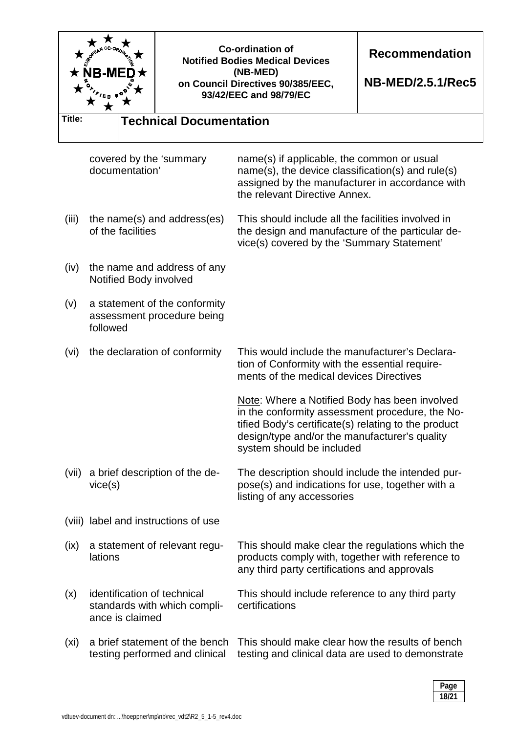| | | |
|---|---|---|
| | covered by the 'summary documentation' | name(s) if applicable, the common or usual name(s), the device classification(s) and rule(s) assigned by the manufacturer in accordance with the relevant Directive Annex. |
| (iii) | the name(s) and address(es) of the facilities | This should include all the facilities involved in the design and manufacture of the particular device(s) covered by the 'Summary Statement' |
| (iv) | the name and address of any Notified Body involved | |
| (v) | a statement of the conformity assessment procedure being followed | |
| (vi) | the declaration of conformity | This would include the manufacturer's Declaration of Conformity with the essential requirements of the medical devices Directives<br><br><u>Note</u>: Where a Notified Body has been involved in the conformity assessment procedure, the Notified Body's certificate(s) relating to the product design/type and/or the manufacturer's quality system should be included |
| (vii) | a brief description of the device(s) | The description should include the intended purpose(s) and indications for use, together with a listing of any accessories |
| (viii) | label and instructions of use | |
| (ix) | a statement of relevant regulations | This should make clear the regulations which the products comply with, together with reference to any third party certifications and approvals |
| (x) | identification of technical standards with which compliance is claimed | This should include reference to any third party certifications |
| (xi) | a brief statement of the bench testing performed and clinical | This should make clear how the results of bench testing and clinical data are used to demonstrate |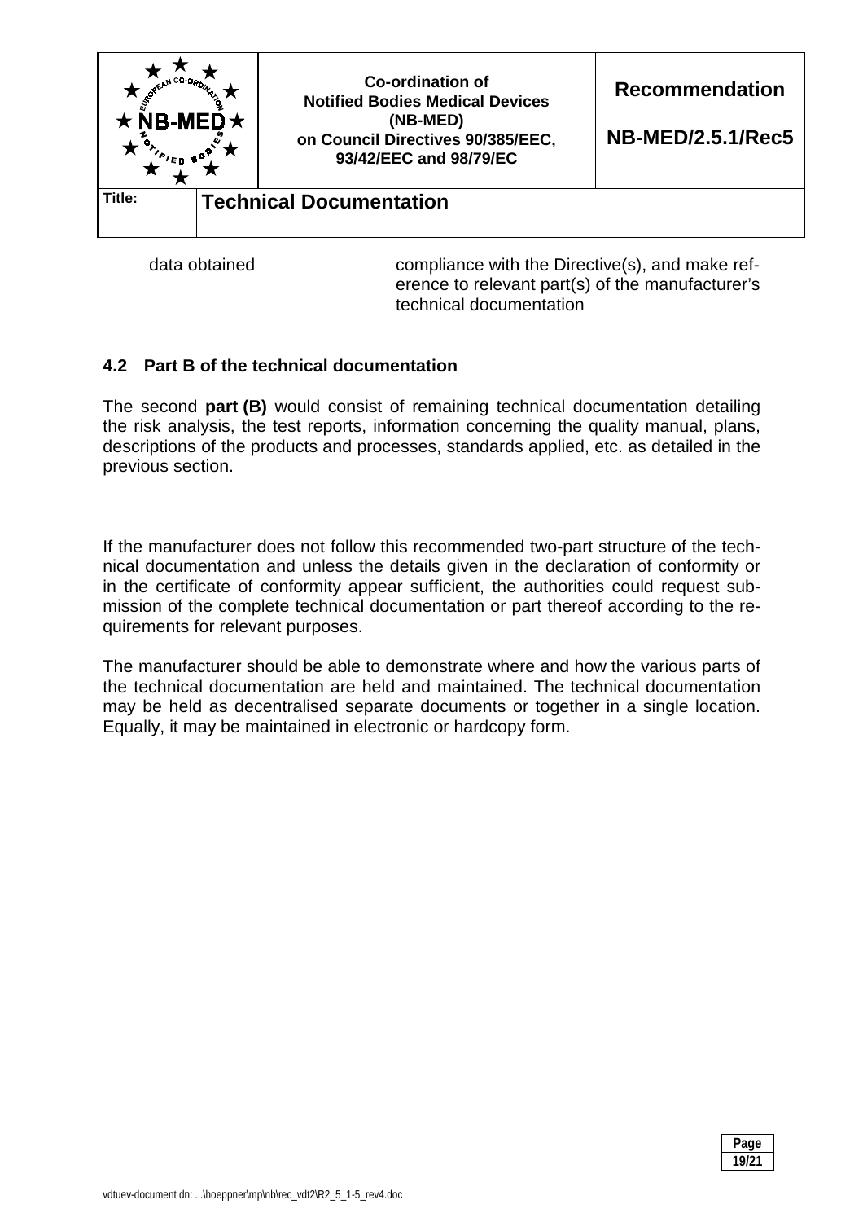| | |
|---|---|
| data obtained | compliance with the Directive(s), and make reference to relevant part(s) of the manufacturer's technical documentation |

### 4.2 Part B of the technical documentation

The second **part (B)** would consist of remaining technical documentation detailing the risk analysis, the test reports, information concerning the quality manual, plans, descriptions of the products and processes, standards applied, etc. as detailed in the previous section.

If the manufacturer does not follow this recommended two-part structure of the technical documentation and unless the details given in the declaration of conformity or in the certificate of conformity appear sufficient, the authorities could request submission of the complete technical documentation or part thereof according to the requirements for relevant purposes.

The manufacturer should be able to demonstrate where and how the various parts of the technical documentation are held and maintained. The technical documentation may be held as decentralised separate documents or together in a single location. Equally, it may be maintained in electronic or hardcopy form.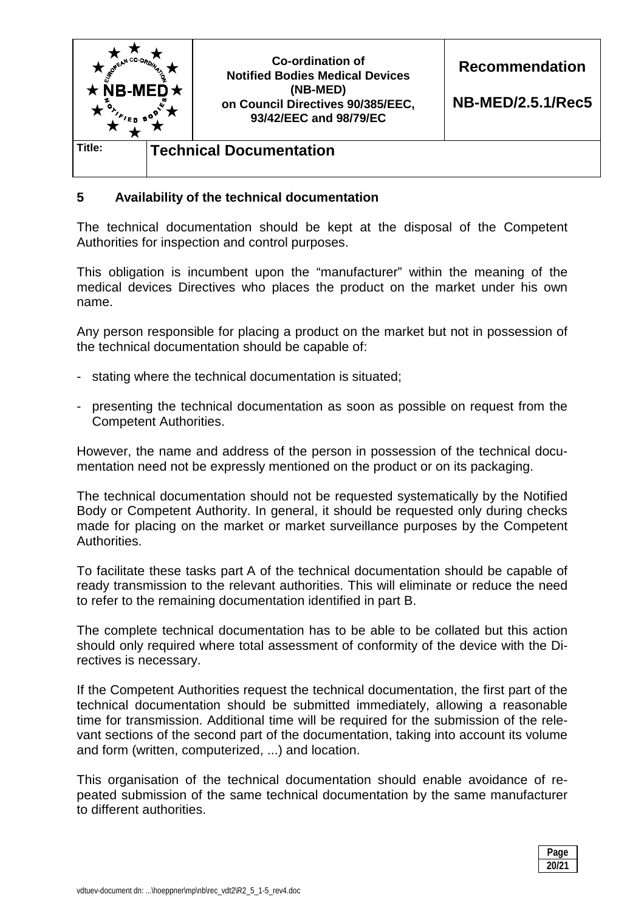## 5 Availability of the technical documentation

The technical documentation should be kept at the disposal of the Competent Authorities for inspection and control purposes.

This obligation is incumbent upon the "manufacturer" within the meaning of the medical devices Directives who places the product on the market under his own name.

Any person responsible for placing a product on the market but not in possession of the technical documentation should be capable of:

- stating where the technical documentation is situated;
- presenting the technical documentation as soon as possible on request from the Competent Authorities.

However, the name and address of the person in possession of the technical documentation need not be expressly mentioned on the product or on its packaging.

The technical documentation should not be requested systematically by the Notified Body or Competent Authority. In general, it should be requested only during checks made for placing on the market or market surveillance purposes by the Competent Authorities.

To facilitate these tasks part A of the technical documentation should be capable of ready transmission to the relevant authorities. This will eliminate or reduce the need to refer to the remaining documentation identified in part B.

The complete technical documentation has to be able to be collated but this action should only required where total assessment of conformity of the device with the Directives is necessary.

If the Competent Authorities request the technical documentation, the first part of the technical documentation should be submitted immediately, allowing a reasonable time for transmission. Additional time will be required for the submission of the relevant sections of the second part of the documentation, taking into account its volume and form (written, computerized, ...) and location.

This organisation of the technical documentation should enable avoidance of repeated submission of the same technical documentation by the same manufacturer to different authorities.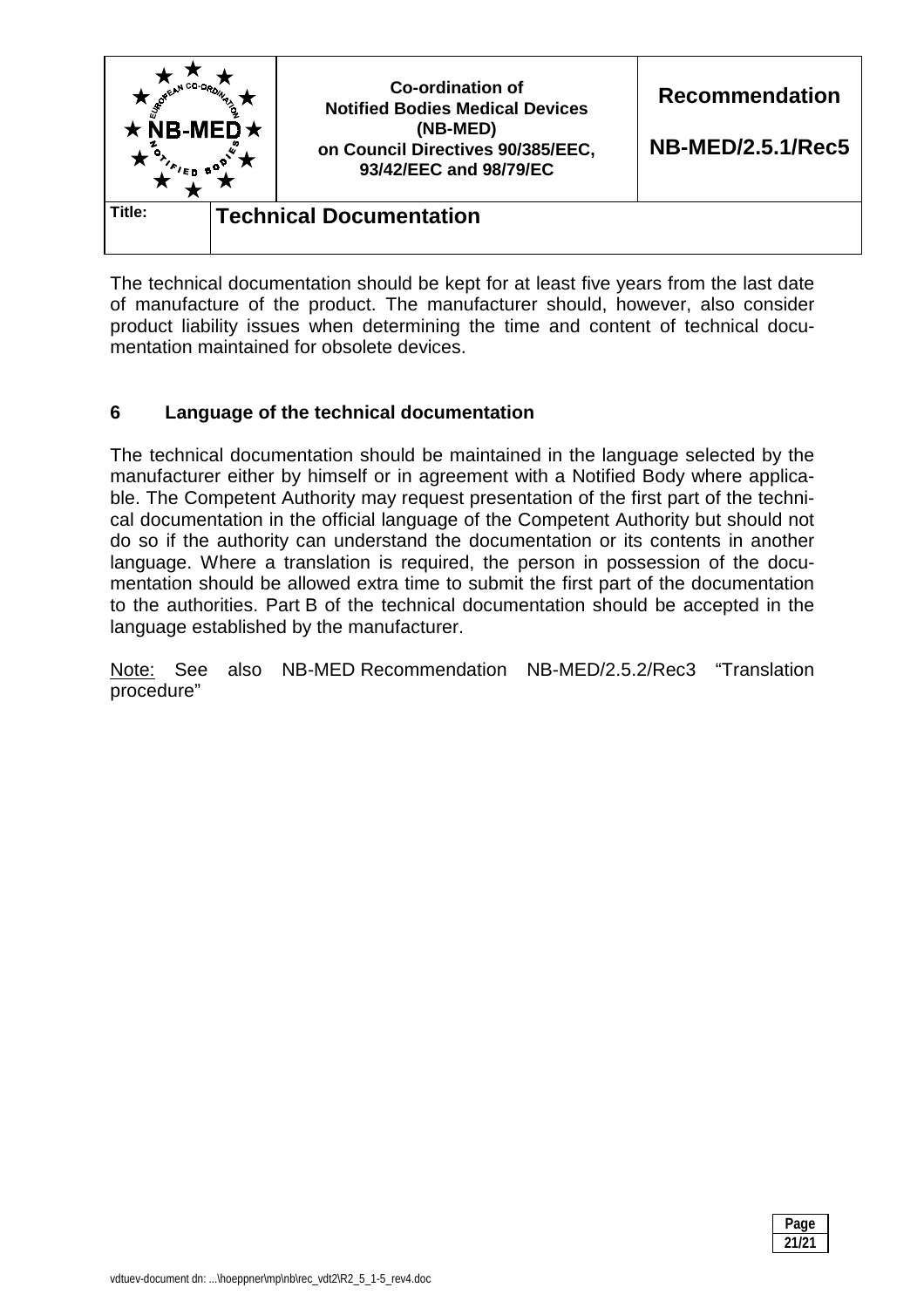The technical documentation should be kept for at least five years from the last date of manufacture of the product. The manufacturer should, however, also consider product liability issues when determining the time and content of technical documentation maintained for obsolete devices.

## 6 Language of the technical documentation

The technical documentation should be maintained in the language selected by the manufacturer either by himself or in agreement with a Notified Body where applicable. The Competent Authority may request presentation of the first part of the technical documentation in the official language of the Competent Authority but should not do so if the authority can understand the documentation or its contents in another language. Where a translation is required, the person in possession of the documentation should be allowed extra time to submit the first part of the documentation to the authorities. Part B of the technical documentation should be accepted in the language established by the manufacturer.

Note: See also NB-MED Recommendation NB-MED/2.5.2/Rec3 "Translation procedure"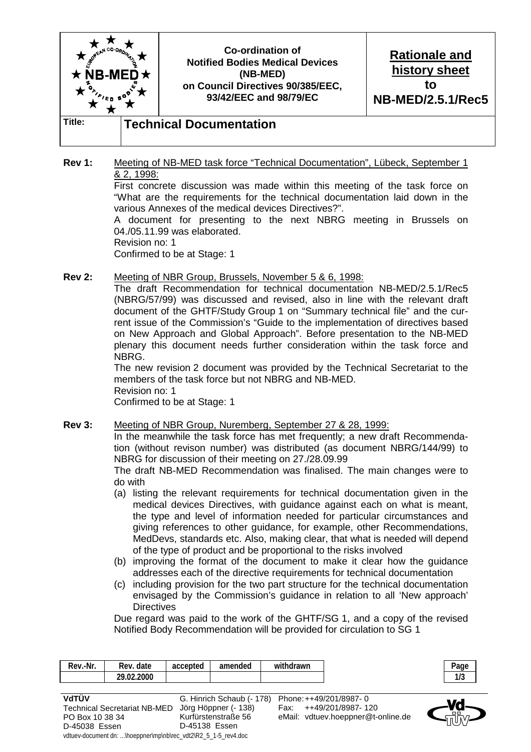| | Co-ordination of Notified Bodies Medical Devices (NB-MED) on Council Directives 90/385/EEC, 93/42/EEC and 98/79/EC | **Rationale and history sheet to NB-MED/2.5.1/Rec5** |
|---|---|---|
| **Title:** | **Technical Documentation** | |

**Rev 1:** Meeting of NB-MED task force "Technical Documentation", Lübeck, September 1 & 2, 1998:

First concrete discussion was made within this meeting of the task force on "What are the requirements for the technical documentation laid down in the various Annexes of the medical devices Directives?".

A document for presenting to the next NBRG meeting in Brussels on 04./05.11.99 was elaborated.

Revision no: 1

Confirmed to be at Stage: 1

**Rev 2:** Meeting of NBR Group, Brussels, November 5 & 6, 1998:

The draft Recommendation for technical documentation NB-MED/2.5.1/Rec5 (NBRG/57/99) was discussed and revised, also in line with the relevant draft document of the GHTF/Study Group 1 on "Summary technical file" and the current issue of the Commission's "Guide to the implementation of directives based on New Approach and Global Approach". Before presentation to the NB-MED plenary this document needs further consideration within the task force and NBRG.

The new revision 2 document was provided by the Technical Secretariat to the members of the task force but not NBRG and NB-MED.

Revision no: 1

Confirmed to be at Stage: 1

**Rev 3:** Meeting of NBR Group, Nuremberg, September 27 & 28, 1999:

In the meanwhile the task force has met frequently; a new draft Recommendation (without revison number) was distributed (as document NBRG/144/99) to NBRG for discussion of their meeting on 27./28.09.99

The draft NB-MED Recommendation was finalised. The main changes were to do with

(a) listing the relevant requirements for technical documentation given in the medical devices Directives, with guidance against each on what is meant, the type and level of information needed for particular circumstances and giving references to other guidance, for example, other Recommendations, MedDevs, standards etc. Also, making clear, that what is needed will depend of the type of product and be proportional to the risks involved

(b) improving the format of the document to make it clear how the guidance addresses each of the directive requirements for technical documentation

(c) including provision for the two part structure for the technical documentation envisaged by the Commission's guidance in relation to all 'New approach' Directives

Due regard was paid to the work of the GHTF/SG 1, and a copy of the revised Notified Body Recommendation will be provided for circulation to SG 1

| Rev.-Nr. | Rev. date | accepted | amended | withdrawn |
|---|---|---|---|---|
| | 29.02.2000 | | | |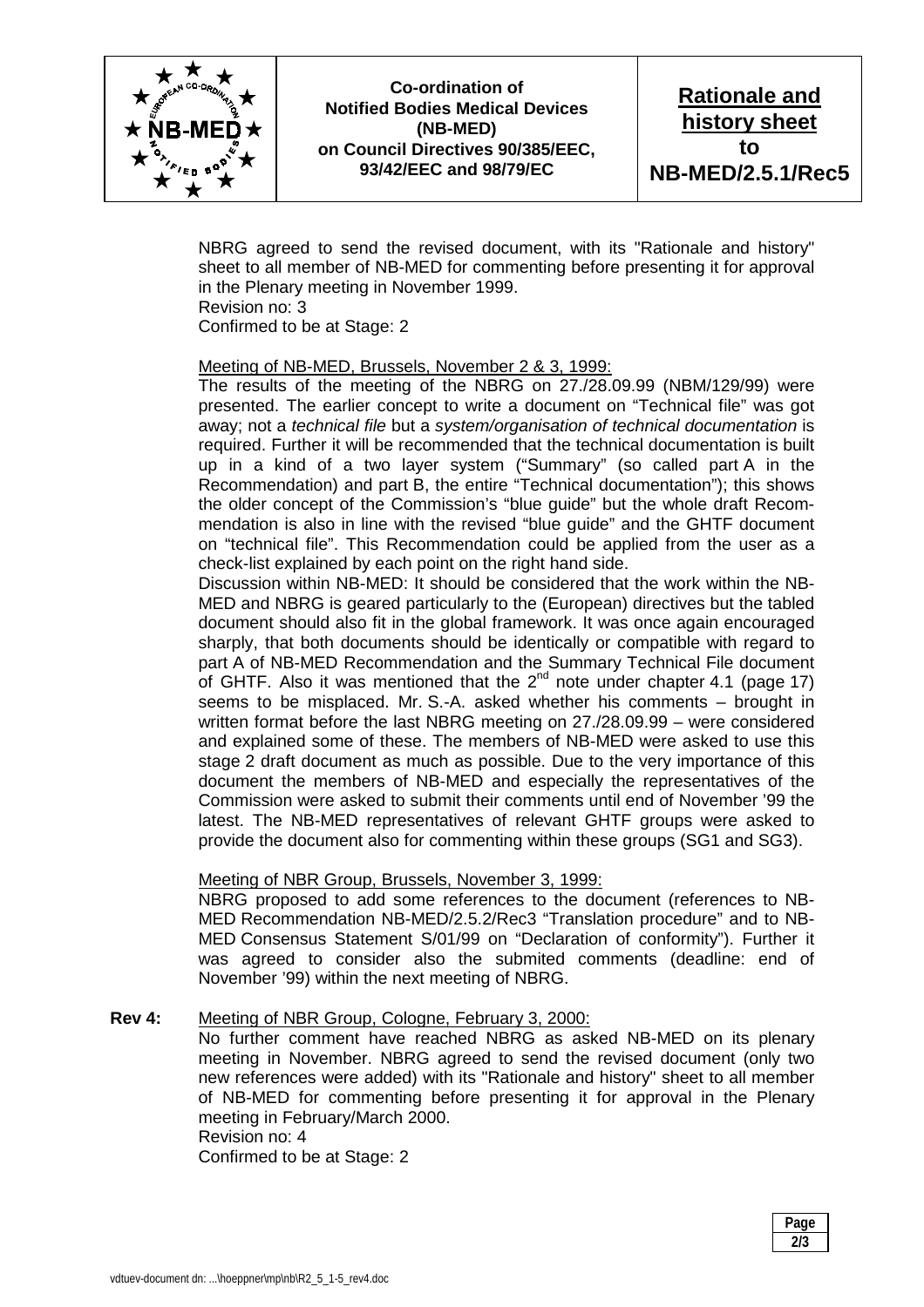NBRG agreed to send the revised document, with its "Rationale and history" sheet to all member of NB-MED for commenting before presenting it for approval in the Plenary meeting in November 1999.
Revision no: 3
Confirmed to be at Stage: 2

Meeting of NB-MED, Brussels, November 2 & 3, 1999:
The results of the meeting of the NBRG on 27./28.09.99 (NBM/129/99) were presented. The earlier concept to write a document on "Technical file" was got away; not a *technical file* but a *system/organisation of technical documentation* is required. Further it will be recommended that the technical documentation is built up in a kind of a two layer system ("Summary" (so called part A in the Recommendation) and part B, the entire "Technical documentation"); this shows the older concept of the Commission's "blue guide" but the whole draft Recommendation is also in line with the revised "blue guide" and the GHTF document on "technical file". This Recommendation could be applied from the user as a check-list explained by each point on the right hand side.
Discussion within NB-MED: It should be considered that the work within the NB-MED and NBRG is geared particularly to the (European) directives but the tabled document should also fit in the global framework. It was once again encouraged sharply, that both documents should be identically or compatible with regard to part A of NB-MED Recommendation and the Summary Technical File document of GHTF. Also it was mentioned that the 2nd note under chapter 4.1 (page 17) seems to be misplaced. Mr. S.-A. asked whether his comments – brought in written format before the last NBRG meeting on 27./28.09.99 – were considered and explained some of these. The members of NB-MED were asked to use this stage 2 draft document as much as possible. Due to the very importance of this document the members of NB-MED and especially the representatives of the Commission were asked to submit their comments until end of November '99 the latest. The NB-MED representatives of relevant GHTF groups were asked to provide the document also for commenting within these groups (SG1 and SG3).

Meeting of NBR Group, Brussels, November 3, 1999:
NBRG proposed to add some references to the document (references to NB-MED Recommendation NB-MED/2.5.2/Rec3 "Translation procedure" and to NB-MED Consensus Statement S/01/99 on "Declaration of conformity"). Further it was agreed to consider also the submited comments (deadline: end of November '99) within the next meeting of NBRG.

**Rev 4:** Meeting of NBR Group, Cologne, February 3, 2000:
No further comment have reached NBRG as asked NB-MED on its plenary meeting in November. NBRG agreed to send the revised document (only two new references were added) with its "Rationale and history" sheet to all member of NB-MED for commenting before presenting it for approval in the Plenary meeting in February/March 2000.
Revision no: 4
Confirmed to be at Stage: 2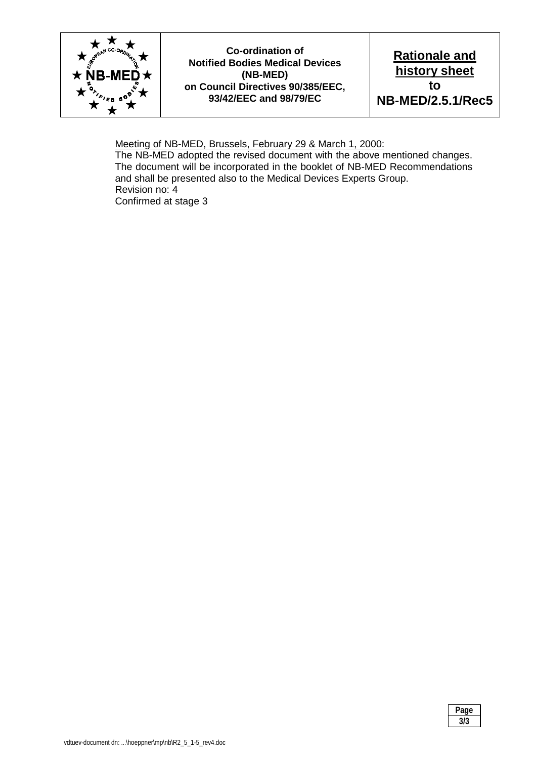Meeting of NB-MED, Brussels, February 29 & March 1, 2000:

The NB-MED adopted the revised document with the above mentioned changes. The document will be incorporated in the booklet of NB-MED Recommendations and shall be presented also to the Medical Devices Experts Group.

Revision no: 4

Confirmed at stage 3